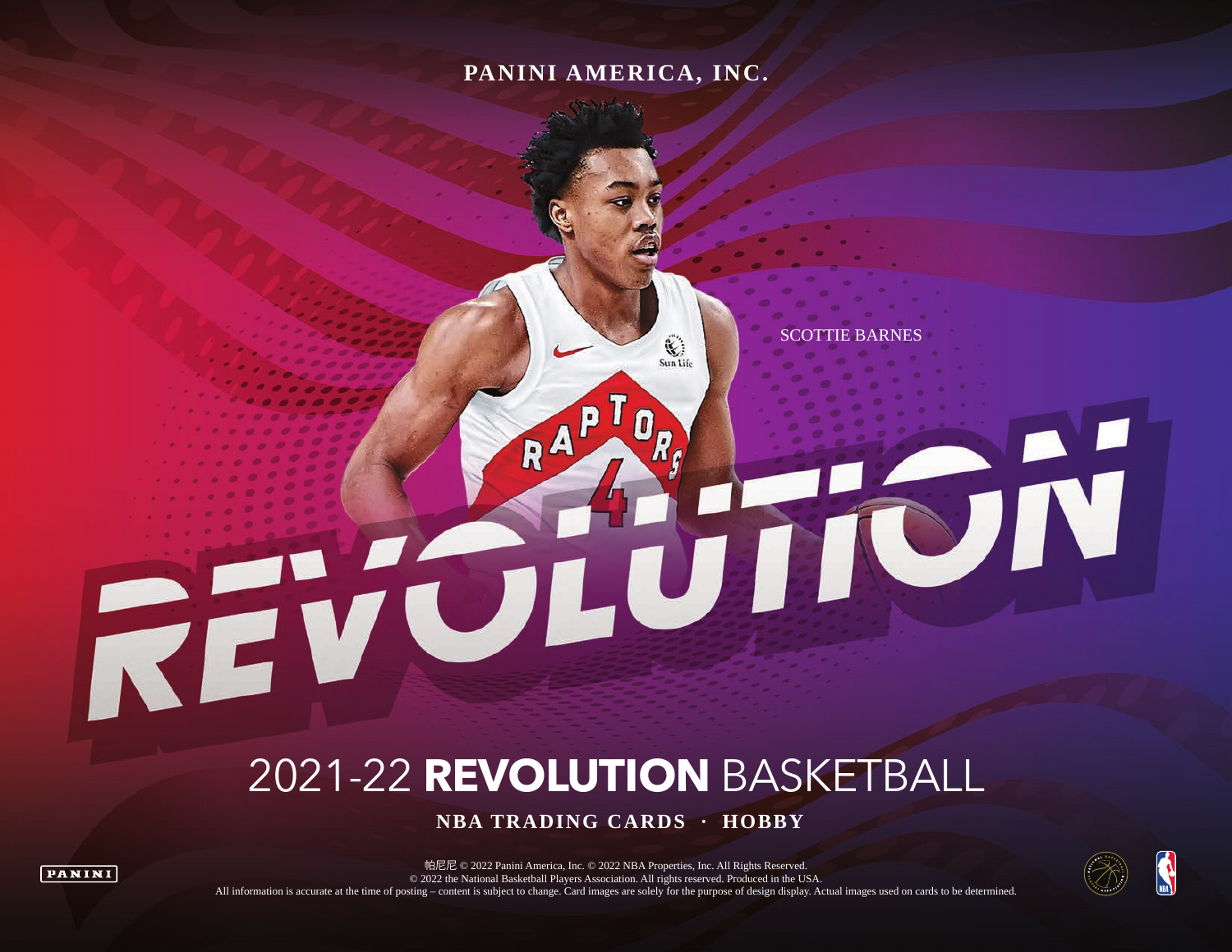PANINI AMERICA, INC.

SCOTTIE BARNES

# 2021-22 **REVOLUTION** BASKETBALL

**NBA TRADING CARDS · HOBBY**

帕尼尼 © 2022 Panini America, Inc. © 2022 NBA Properties, Inc. All Rights Reserved.
© 2022 the National Basketball Players Association. All rights reserved. Produced in the USA.
All information is accurate at the time of posting – content is subject to change. Card images are solely for the purpose of design display. Actual images used on cards to be determined.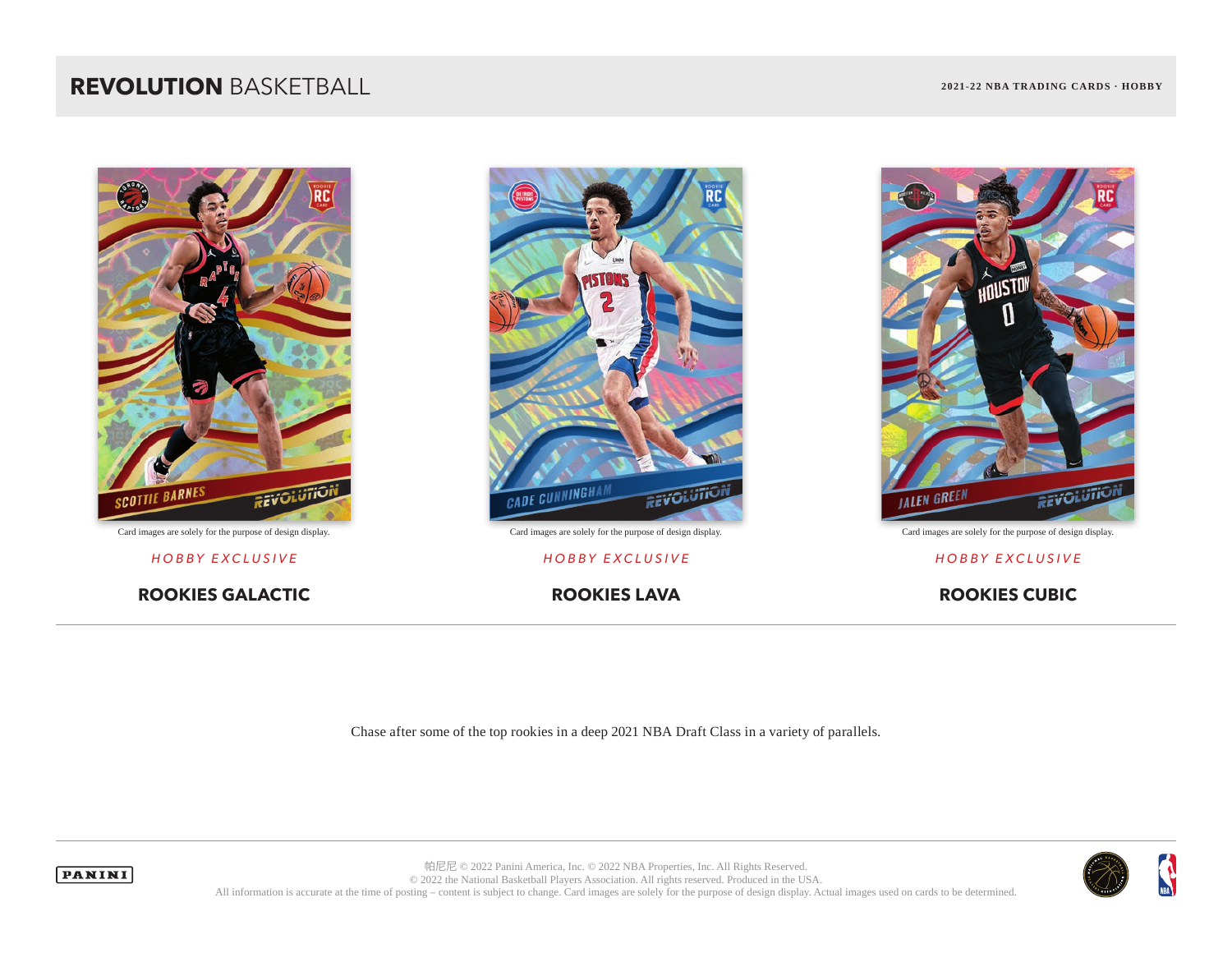# **REVOLUTION** BASKETBALL

**2021-22 NBA TRADING CARDS · HOBBY**

Card images are solely for the purpose of design display.

*HOBBY EXCLUSIVE*

## ROOKIES GALACTIC

Card images are solely for the purpose of design display.

*HOBBY EXCLUSIVE*

## ROOKIES LAVA

Card images are solely for the purpose of design display.

*HOBBY EXCLUSIVE*

## ROOKIES CUBIC

Chase after some of the top rookies in a deep 2021 NBA Draft Class in a variety of parallels.

帕尼尼 © 2022 Panini America, Inc. © 2022 NBA Properties, Inc. All Rights Reserved.
© 2022 the National Basketball Players Association. All rights reserved. Produced in the USA.
All information is accurate at the time of posting – content is subject to change. Card images are solely for the purpose of design display. Actual images used on cards to be determined.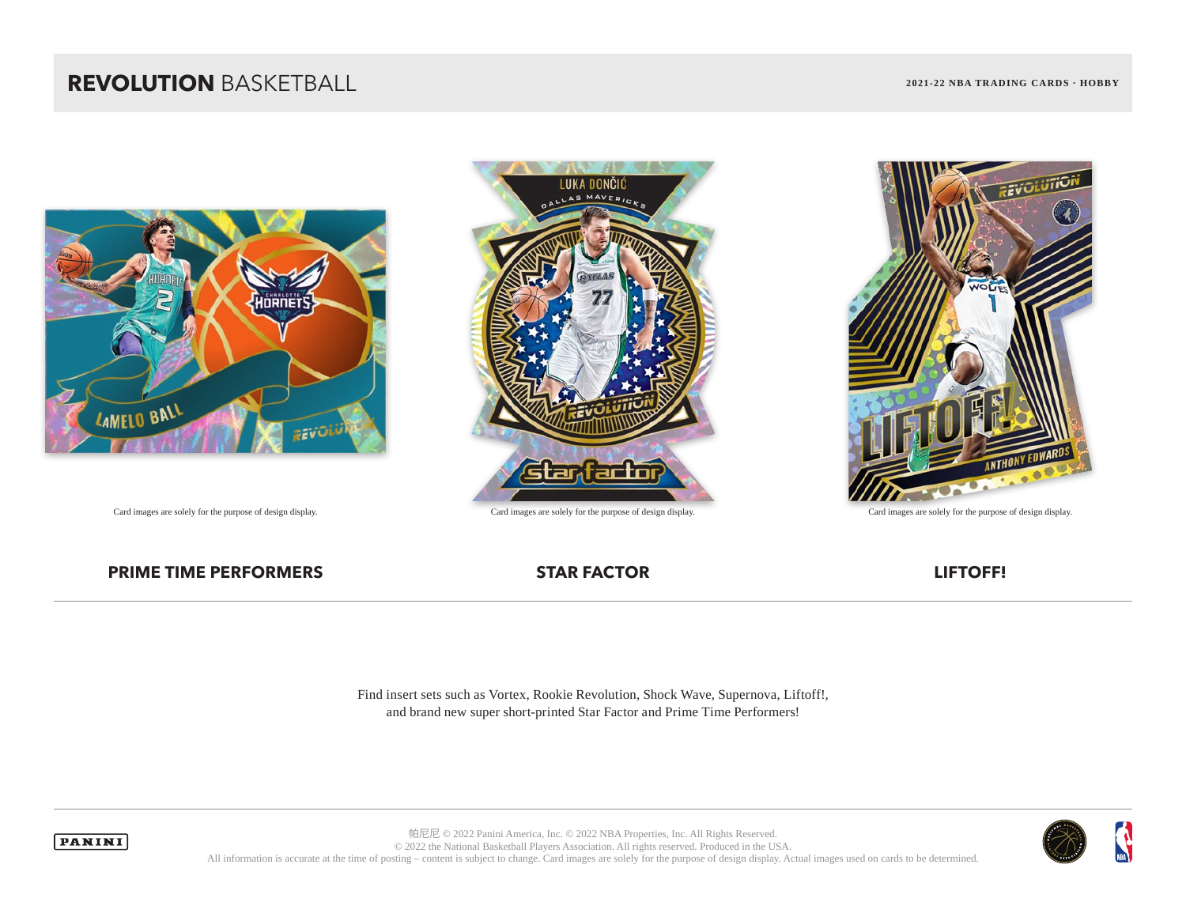# REVOLUTION BASKETBALL

**2021-22 NBA TRADING CARDS · HOBBY**

Card images are solely for the purpose of design display.

Card images are solely for the purpose of design display.

Card images are solely for the purpose of design display.

**PRIME TIME PERFORMERS**

**STAR FACTOR**

**LIFTOFF!**

Find insert sets such as Vortex, Rookie Revolution, Shock Wave, Supernova, Liftoff!, and brand new super short-printed Star Factor and Prime Time Performers!

帕尼尼 © 2022 Panini America, Inc. © 2022 NBA Properties, Inc. All Rights Reserved.
© 2022 the National Basketball Players Association. All rights reserved. Produced in the USA.
All information is accurate at the time of posting – content is subject to change. Card images are solely for the purpose of design display. Actual images used on cards to be determined.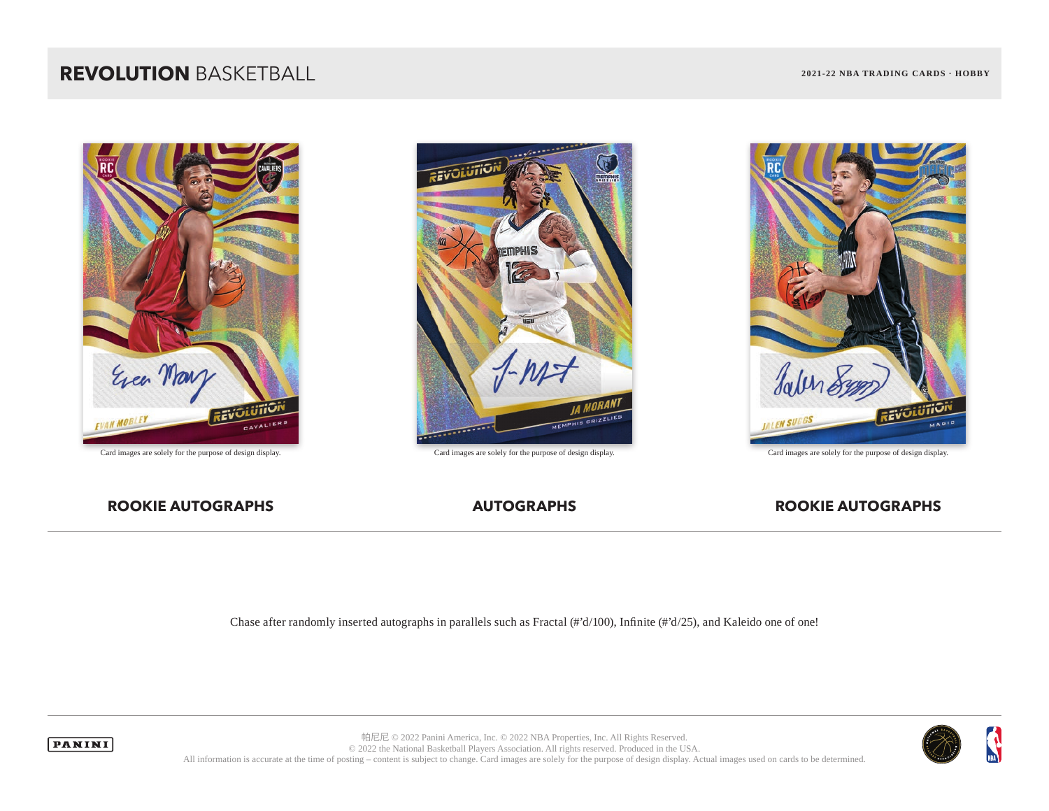# REVOLUTION BASKETBALL

2021-22 NBA TRADING CARDS · HOBBY

Card images are solely for the purpose of design display.

Card images are solely for the purpose of design display.

Card images are solely for the purpose of design display.

**ROOKIE AUTOGRAPHS**

**AUTOGRAPHS**

**ROOKIE AUTOGRAPHS**

Chase after randomly inserted autographs in parallels such as Fractal (#'d/100), Infinite (#'d/25), and Kaleido one of one!

帕尼尼 © 2022 Panini America, Inc. © 2022 NBA Properties, Inc. All Rights Reserved.
© 2022 the National Basketball Players Association. All rights reserved. Produced in the USA.
All information is accurate at the time of posting – content is subject to change. Card images are solely for the purpose of design display. Actual images used on cards to be determined.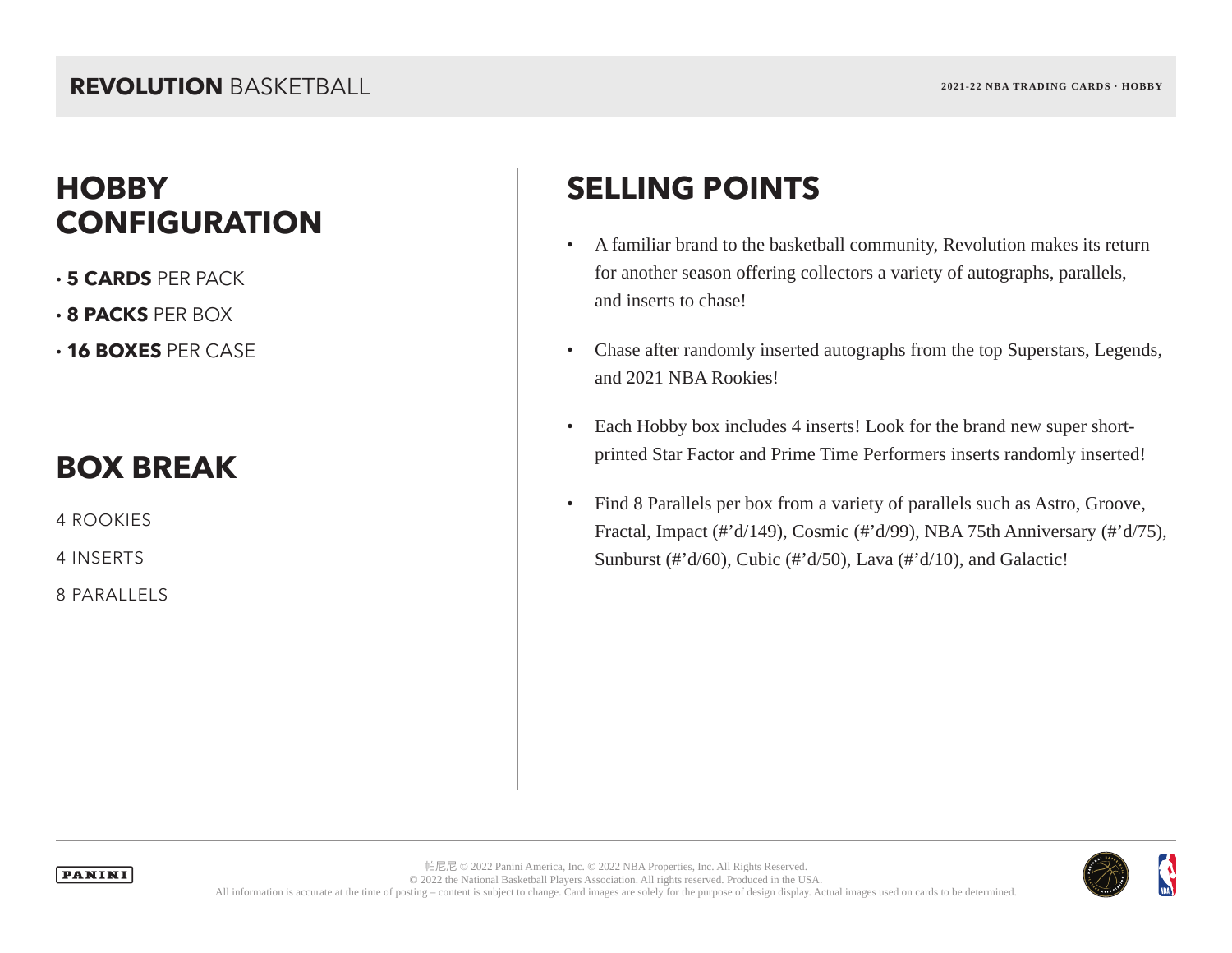**REVOLUTION** BASKETBALL

**2021-22 NBA TRADING CARDS · HOBBY**

## HOBBY CONFIGURATION

- **5 CARDS** PER PACK
- **8 PACKS** PER BOX
- **16 BOXES** PER CASE

## BOX BREAK

4 ROOKIES

4 INSERTS

8 PARALLELS

## SELLING POINTS

- A familiar brand to the basketball community, Revolution makes its return for another season offering collectors a variety of autographs, parallels, and inserts to chase!
- Chase after randomly inserted autographs from the top Superstars, Legends, and 2021 NBA Rookies!
- Each Hobby box includes 4 inserts! Look for the brand new super short-printed Star Factor and Prime Time Performers inserts randomly inserted!
- Find 8 Parallels per box from a variety of parallels such as Astro, Groove, Fractal, Impact (#'d/149), Cosmic (#'d/99), NBA 75th Anniversary (#'d/75), Sunburst (#'d/60), Cubic (#'d/50), Lava (#'d/10), and Galactic!

PANINI

帕尼尼 © 2022 Panini America, Inc. © 2022 NBA Properties, Inc. All Rights Reserved.
© 2022 the National Basketball Players Association. All rights reserved. Produced in the USA.
All information is accurate at the time of posting – content is subject to change. Card images are solely for the purpose of design display. Actual images used on cards to be determined.